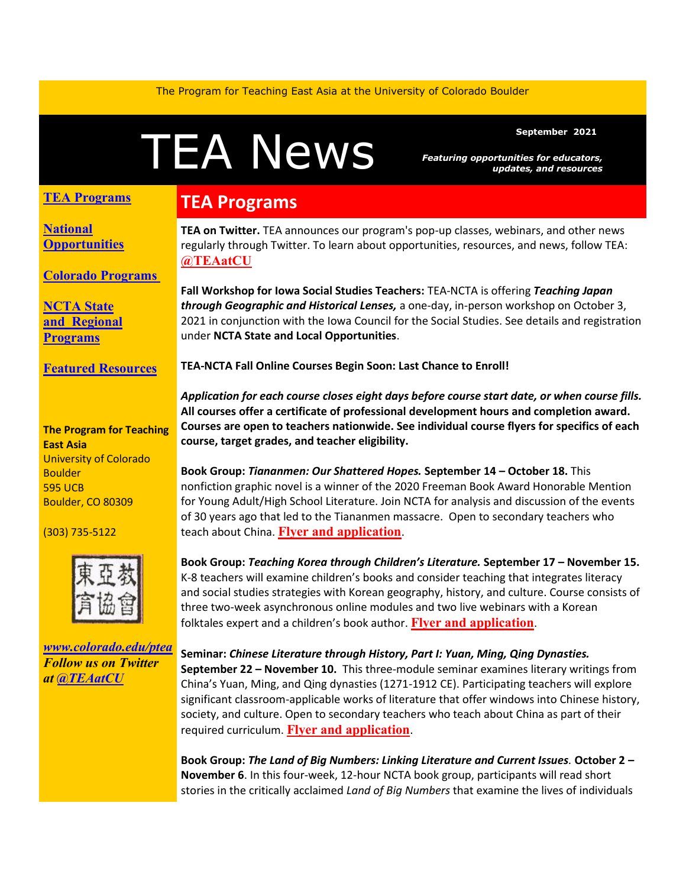The Program for Teaching East Asia at the University of Colorado Boulder

# TEA News

**September 2021**

***Featuring opportunities for educators, updates, and resources***

[TEA Programs](#)

[National Opportunities](#)

[Colorado Programs](#)

[NCTA State and Regional Programs](#)

[Featured Resources](#)

**The Program for Teaching East Asia**
University of Colorado Boulder
595 UCB
Boulder, CO 80309

(303) 735-5122

東亞教育協會

*www.colorado.edu/ptea*
***Follow us on Twitter at @TEAatCU***

## TEA Programs

**TEA on Twitter.** TEA announces our program's pop-up classes, webinars, and other news regularly through Twitter. To learn about opportunities, resources, and news, follow TEA: **@TEAatCU**

**Fall Workshop for Iowa Social Studies Teachers:** TEA-NCTA is offering ***Teaching Japan through Geographic and Historical Lenses,*** a one-day, in-person workshop on October 3, 2021 in conjunction with the Iowa Council for the Social Studies. See details and registration under **NCTA State and Local Opportunities**.

**TEA-NCTA Fall Online Courses Begin Soon: Last Chance to Enroll!**

***Application for each course closes eight days before course start date, or when course fills.*** **All courses offer a certificate of professional development hours and completion award. Courses are open to teachers nationwide. See individual course flyers for specifics of each course, target grades, and teacher eligibility.**

**Book Group: *Tiananmen: Our Shattered Hopes.* September 14 – October 18.** This nonfiction graphic novel is a winner of the 2020 Freeman Book Award Honorable Mention for Young Adult/High School Literature. Join NCTA for analysis and discussion of the events of 30 years ago that led to the Tiananmen massacre. Open to secondary teachers who teach about China. **Flyer and application**.

**Book Group: *Teaching Korea through Children's Literature.* September 17 – November 15.** K-8 teachers will examine children's books and consider teaching that integrates literacy and social studies strategies with Korean geography, history, and culture. Course consists of three two-week asynchronous online modules and two live webinars with a Korean folktales expert and a children's book author. **Flyer and application**.

**Seminar: *Chinese Literature through History, Part I: Yuan, Ming, Qing Dynasties.* September 22 – November 10.** This three-module seminar examines literary writings from China's Yuan, Ming, and Qing dynasties (1271-1912 CE). Participating teachers will explore significant classroom-applicable works of literature that offer windows into Chinese history, society, and culture. Open to secondary teachers who teach about China as part of their required curriculum. **Flyer and application**.

**Book Group: *The Land of Big Numbers: Linking Literature and Current Issues.* October 2 – November 6**. In this four-week, 12-hour NCTA book group, participants will read short stories in the critically acclaimed *Land of Big Numbers* that examine the lives of individuals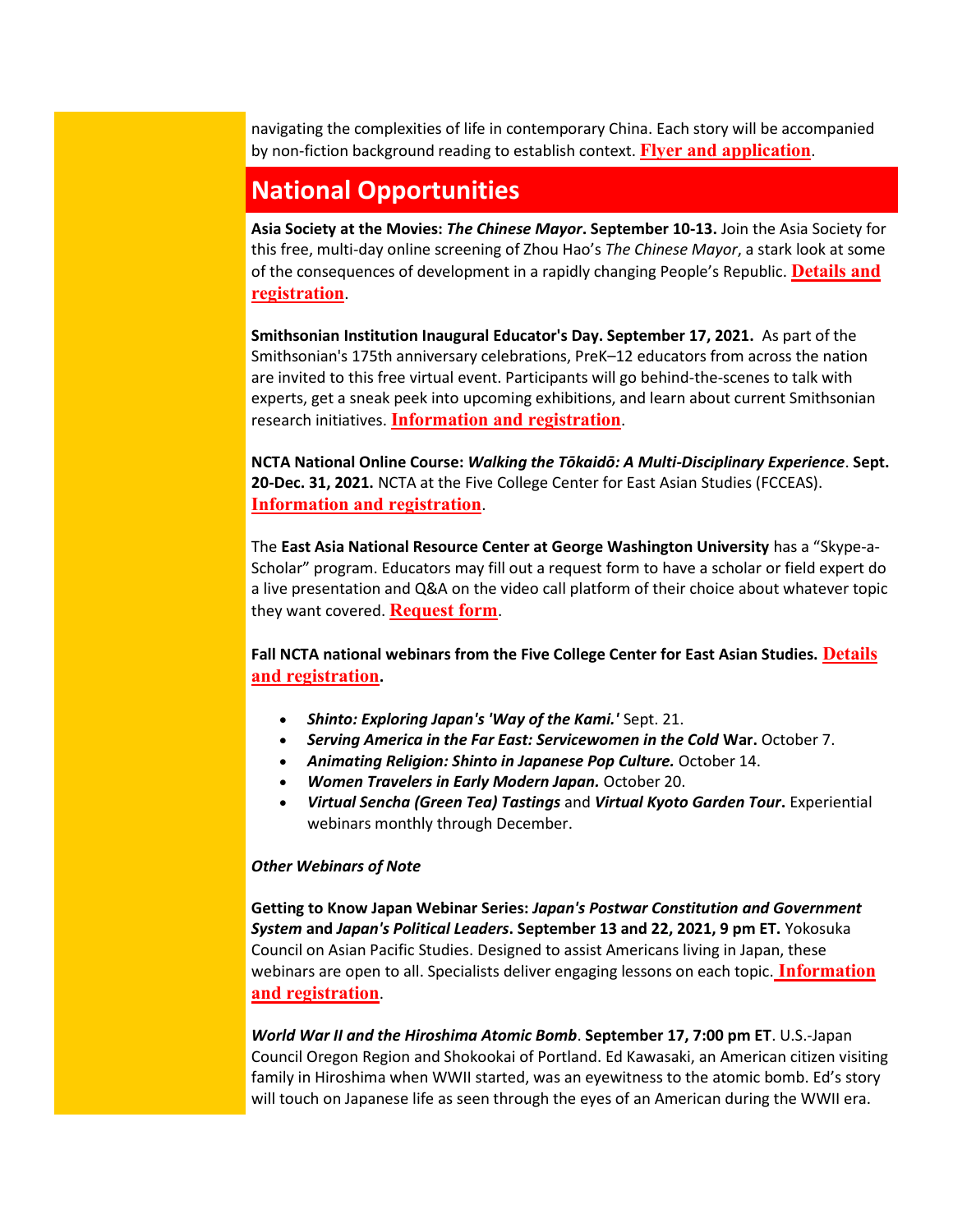navigating the complexities of life in contemporary China. Each story will be accompanied by non-fiction background reading to establish context. **Flyer and application**.

## National Opportunities

**Asia Society at the Movies: *The Chinese Mayor*. September 10-13.** Join the Asia Society for this free, multi-day online screening of Zhou Hao's *The Chinese Mayor*, a stark look at some of the consequences of development in a rapidly changing People's Republic. **Details and registration**.

**Smithsonian Institution Inaugural Educator's Day. September 17, 2021.** As part of the Smithsonian's 175th anniversary celebrations, PreK–12 educators from across the nation are invited to this free virtual event. Participants will go behind-the-scenes to talk with experts, get a sneak peek into upcoming exhibitions, and learn about current Smithsonian research initiatives. **Information and registration**.

**NCTA National Online Course: *Walking the Tōkaidō: A Multi-Disciplinary Experience*. Sept. 20-Dec. 31, 2021.** NCTA at the Five College Center for East Asian Studies (FCCEAS). **Information and registration**.

The **East Asia National Resource Center at George Washington University** has a "Skype-a-Scholar" program. Educators may fill out a request form to have a scholar or field expert do a live presentation and Q&A on the video call platform of their choice about whatever topic they want covered. **Request form**.

**Fall NCTA national webinars from the Five College Center for East Asian Studies. Details and registration.**

- ***Shinto: Exploring Japan's 'Way of the Kami.'*** Sept. 21.
- ***Serving America in the Far East: Servicewomen in the Cold* War.** October 7.
- ***Animating Religion: Shinto in Japanese Pop Culture.*** October 14.
- ***Women Travelers in Early Modern Japan.*** October 20.
- ***Virtual Sencha (Green Tea) Tastings*** and ***Virtual Kyoto Garden Tour*.** Experiential webinars monthly through December.

***Other Webinars of Note***

**Getting to Know Japan Webinar Series: *Japan's Postwar Constitution and Government System* and *Japan's Political Leaders*. September 13 and 22, 2021, 9 pm ET.** Yokosuka Council on Asian Pacific Studies. Designed to assist Americans living in Japan, these webinars are open to all. Specialists deliver engaging lessons on each topic. **Information and registration**.

***World War II and the Hiroshima Atomic Bomb*. September 17, 7:00 pm ET**. U.S.-Japan Council Oregon Region and Shokookai of Portland. Ed Kawasaki, an American citizen visiting family in Hiroshima when WWII started, was an eyewitness to the atomic bomb. Ed's story will touch on Japanese life as seen through the eyes of an American during the WWII era.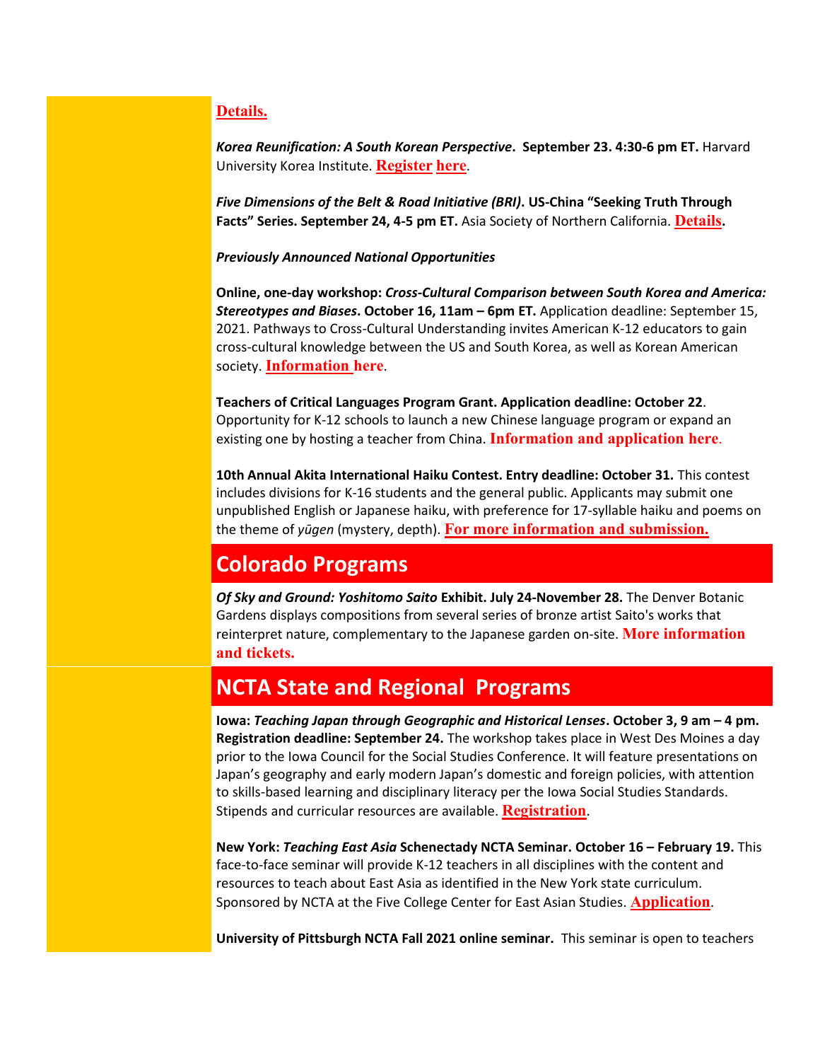**Details.**

***Korea Reunification: A South Korean Perspective*. September 23. 4:30-6 pm ET.** Harvard University Korea Institute. **Register here**.

***Five Dimensions of the Belt & Road Initiative (BRI)*. US-China "Seeking Truth Through Facts" Series. September 24, 4-5 pm ET.** Asia Society of Northern California. **Details.**

***Previously Announced National Opportunities***

**Online, one-day workshop: *Cross-Cultural Comparison between South Korea and America: Stereotypes and Biases*. October 16, 11am – 6pm ET.** Application deadline: September 15, 2021. Pathways to Cross-Cultural Understanding invites American K-12 educators to gain cross-cultural knowledge between the US and South Korea, as well as Korean American society. **Information here**.

**Teachers of Critical Languages Program Grant. Application deadline: October 22**. Opportunity for K-12 schools to launch a new Chinese language program or expand an existing one by hosting a teacher from China. **Information and application here**.

**10th Annual Akita International Haiku Contest. Entry deadline: October 31.** This contest includes divisions for K-16 students and the general public. Applicants may submit one unpublished English or Japanese haiku, with preference for 17-syllable haiku and poems on the theme of *yūgen* (mystery, depth). **For more information and submission.**

## Colorado Programs

***Of Sky and Ground: Yoshitomo Saito* Exhibit. July 24-November 28.** The Denver Botanic Gardens displays compositions from several series of bronze artist Saito's works that reinterpret nature, complementary to the Japanese garden on-site. **More information and tickets.**

## NCTA State and Regional Programs

**Iowa: *Teaching Japan through Geographic and Historical Lenses*. October 3, 9 am – 4 pm. Registration deadline: September 24.** The workshop takes place in West Des Moines a day prior to the Iowa Council for the Social Studies Conference. It will feature presentations on Japan's geography and early modern Japan's domestic and foreign policies, with attention to skills-based learning and disciplinary literacy per the Iowa Social Studies Standards. Stipends and curricular resources are available. **Registration**.

**New York: *Teaching East Asia* Schenectady NCTA Seminar. October 16 – February 19.** This face-to-face seminar will provide K-12 teachers in all disciplines with the content and resources to teach about East Asia as identified in the New York state curriculum. Sponsored by NCTA at the Five College Center for East Asian Studies. **Application**.

**University of Pittsburgh NCTA Fall 2021 online seminar.** This seminar is open to teachers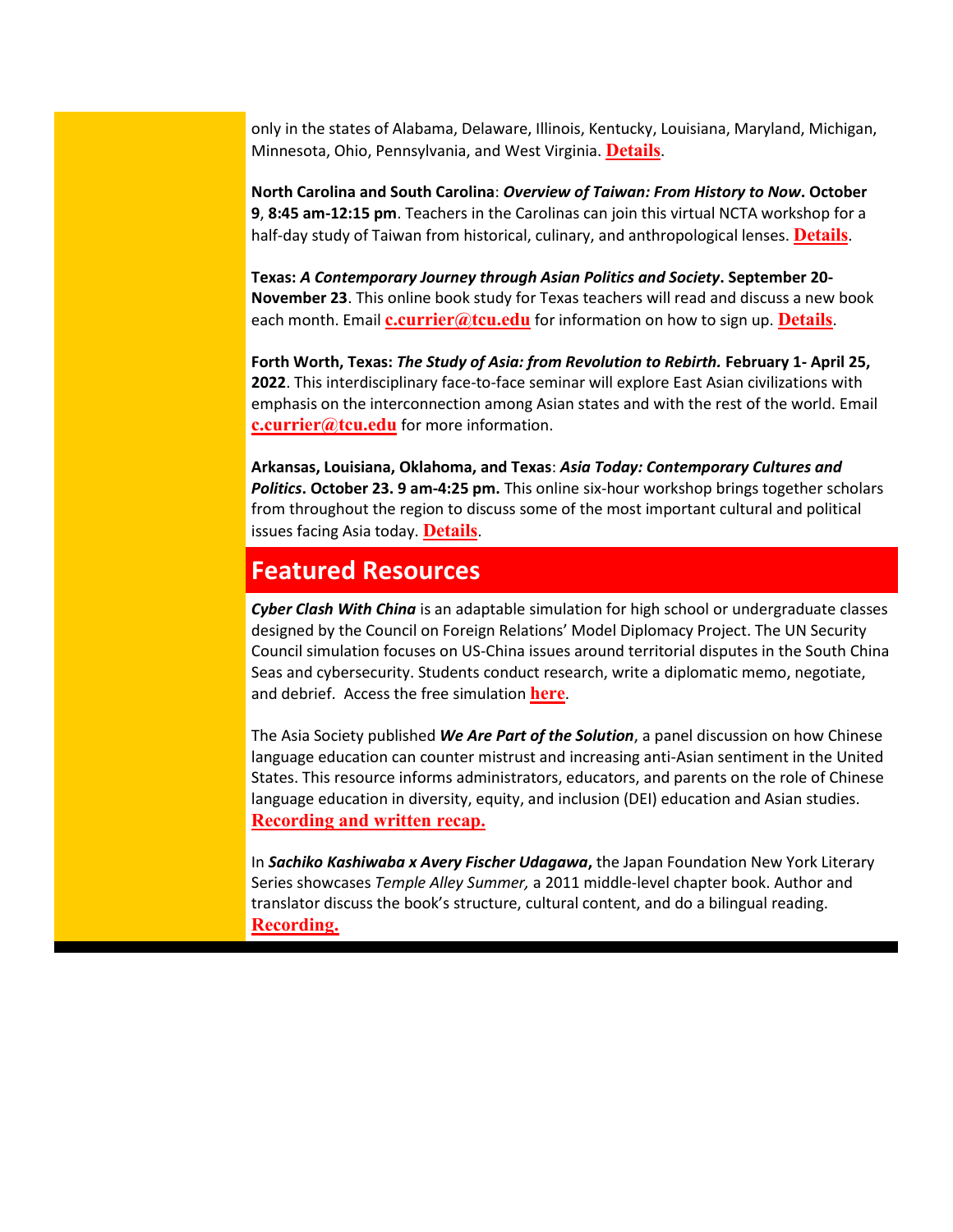only in the states of Alabama, Delaware, Illinois, Kentucky, Louisiana, Maryland, Michigan, Minnesota, Ohio, Pennsylvania, and West Virginia. **Details**.

**North Carolina and South Carolina**: ***Overview of Taiwan: From History to Now*. October 9**, **8:45 am-12:15 pm**. Teachers in the Carolinas can join this virtual NCTA workshop for a half-day study of Taiwan from historical, culinary, and anthropological lenses. **Details**.

**Texas: *A Contemporary Journey through Asian Politics and Society*. September 20-November 23**. This online book study for Texas teachers will read and discuss a new book each month. Email **c.currier@tcu.edu** for information on how to sign up. **Details**.

**Forth Worth, Texas: *The Study of Asia: from Revolution to Rebirth.* February 1- April 25, 2022**. This interdisciplinary face-to-face seminar will explore East Asian civilizations with emphasis on the interconnection among Asian states and with the rest of the world. Email **c.currier@tcu.edu** for more information.

**Arkansas, Louisiana, Oklahoma, and Texas**: ***Asia Today: Contemporary Cultures and Politics*. October 23. 9 am-4:25 pm.** This online six-hour workshop brings together scholars from throughout the region to discuss some of the most important cultural and political issues facing Asia today. **Details**.

## Featured Resources

***Cyber Clash With China*** is an adaptable simulation for high school or undergraduate classes designed by the Council on Foreign Relations' Model Diplomacy Project. The UN Security Council simulation focuses on US-China issues around territorial disputes in the South China Seas and cybersecurity. Students conduct research, write a diplomatic memo, negotiate, and debrief. Access the free simulation **here**.

The Asia Society published ***We Are Part of the Solution***, a panel discussion on how Chinese language education can counter mistrust and increasing anti-Asian sentiment in the United States. This resource informs administrators, educators, and parents on the role of Chinese language education in diversity, equity, and inclusion (DEI) education and Asian studies. **Recording and written recap.**

In ***Sachiko Kashiwaba x Avery Fischer Udagawa*,** the Japan Foundation New York Literary Series showcases *Temple Alley Summer,* a 2011 middle-level chapter book. Author and translator discuss the book's structure, cultural content, and do a bilingual reading. **Recording.**